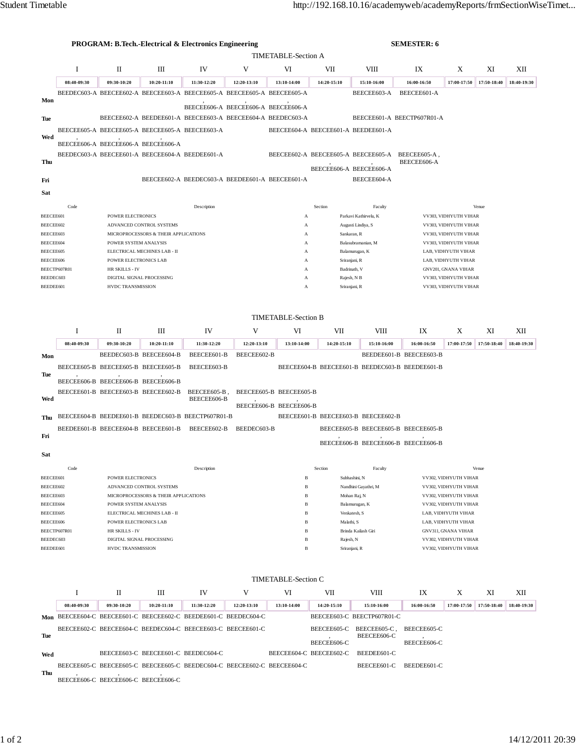**PROGRAM: B.Tech.-Electrical & Electronics Engineering** **SEMESTER: 6**

## TIMETABLE-Section A

| | I | II | III | IV | V | VI | VII | VIII | IX | X | XI | XII |
|---|---|---|---|---|---|---|---|---|---|---|---|---|
| | 08:40-09:30 | 09:30-10:20 | 10:20-11:10 | 11:30-12:20 | 12:20-13:10 | 13:10-14:00 | 14:20-15:10 | 15:10-16:00 | 16:00-16:50 | 17:00-17:50 | 17:50-18:40 | 18:40-19:30 |
| Mon | BEEDEC603-A | BEECEE602-A | BEECEE603-A | BEECEE605-A , BEECEE606-A | BEECEE605-A , BEECEE606-A | BEECEE605-A , BEECEE606-A | | BEECEE603-A | BEECEE601-A | | | |
| Tue | | BEECEE602-A | BEEDEE601-A | BEECEE603-A | BEECEE604-A | BEEDEC603-A | | BEECEE601-A | BEECTP607R01-A | | | |
| Wed | BEECEE605-A , BEECEE606-A | BEECEE605-A , BEECEE606-A | BEECEE605-A , BEECEE606-A | BEECEE603-A | | BEECEE604-A | BEECEE601-A | BEEDEE601-A | | | | |
| Thu | BEEDEC603-A | BEECEE601-A | BEECEE604-A | BEEDEE601-A | | BEECEE602-A | BEECEE605-A , BEECEE606-A | BEECEE605-A , BEECEE606-A | BEECEE605-A , BEECEE606-A | | | |
| Fri | | | BEECEE602-A | BEEDEC603-A | BEEDEE601-A | BEECEE601-A | | BEECEE604-A | | | | |
| Sat | | | | | | | | | | | | |

| Code | Description | Section | Faculty | Venue |
|---|---|---|---|---|
| BEECEE601 | POWER ELECTRONICS | A | Parkavi Kathirvelu, K | VV303, VIDHYUTH VIHAR |
| BEECEE602 | ADVANCED CONTROL SYSTEMS | A | Augusti Lindiya, S | VV303, VIDHYUTH VIHAR |
| BEECEE603 | MICROPROCESSORS & THEIR APPLICATIONS | A | Sankaran, R | VV303, VIDHYUTH VIHAR |
| BEECEE604 | POWER SYSTEM ANALYSIS | A | Balasubramanian, M | VV303, VIDHYUTH VIHAR |
| BEECEE605 | ELECTRICAL MECHINES LAB - II | A | Balamurugan, K | LAB, VIDHYUTH VIHAR |
| BEECEE606 | POWER ELECTRONICS LAB | A | Sriranjani, R | LAB, VIDHYUTH VIHAR |
| BEECTP607R01 | HR SKILLS - IV | A | Badrinath, V | GNV201, GNANA VIHAR |
| BEEDEC603 | DIGITAL SIGNAL PROCESSING | A | Rajesh, N B | VV303, VIDHYUTH VIHAR |
| BEEDEE601 | HVDC TRANSMISSION | A | Sriranjani, R | VV303, VIDHYUTH VIHAR |

## TIMETABLE-Section B

| | I | II | III | IV | V | VI | VII | VIII | IX | X | XI | XII |
|---|---|---|---|---|---|---|---|---|---|---|---|---|
| | 08:40-09:30 | 09:30-10:20 | 10:20-11:10 | 11:30-12:20 | 12:20-13:10 | 13:10-14:00 | 14:20-15:10 | 15:10-16:00 | 16:00-16:50 | 17:00-17:50 | 17:50-18:40 | 18:40-19:30 |
| Mon | | BEEDEC603-B | BEECEE604-B | BEECEE601-B | BEECEE602-B | | | BEEDEE601-B | BEECEE603-B | | | |
| Tue | BEECEE605-B , BEECEE606-B | BEECEE605-B , BEECEE606-B | BEECEE605-B , BEECEE606-B | BEECEE603-B | | BEECEE604-B | BEECEE601-B | BEEDEC603-B | BEEDEE601-B | | | |
| Wed | BEECEE601-B | BEECEE603-B | BEECEE602-B | BEECEE605-B , BEECEE606-B | BEECEE605-B , BEECEE606-B | BEECEE605-B , BEECEE606-B | | | | | | |
| Thu | BEECEE604-B | BEEDEE601-B | BEEDEC603-B | BEECTP607R01-B | | BEECEE601-B | BEECEE603-B | BEECEE602-B | | | | |
| Fri | BEEDEE601-B | BEECEE604-B | BEECEE601-B | BEECEE602-B | BEEDEC603-B | | BEECEE605-B , BEECEE606-B | BEECEE605-B , BEECEE606-B | BEECEE605-B , BEECEE606-B | | | |
| Sat | | | | | | | | | | | | |

| Code | Description | Section | Faculty | Venue |
|---|---|---|---|---|
| BEECEE601 | POWER ELECTRONICS | B | Subhashini, N | VV302, VIDHYUTH VIHAR |
| BEECEE602 | ADVANCED CONTROL SYSTEMS | B | Nandhini Gayathri, M | VV302, VIDHYUTH VIHAR |
| BEECEE603 | MICROPROCESSORS & THEIR APPLICATIONS | B | Mohan Raj, N | VV302, VIDHYUTH VIHAR |
| BEECEE604 | POWER SYSTEM ANALYSIS | B | Balamurugan, K | VV302, VIDHYUTH VIHAR |
| BEECEE605 | ELECTRICAL MECHINES LAB - II | B | Venkatesh, S | LAB, VIDHYUTH VIHAR |
| BEECEE606 | POWER ELECTRONICS LAB | B | Malathi, S | LAB, VIDHYUTH VIHAR |
| BEECTP607R01 | HR SKILLS - IV | B | Brinda Kailash Giri | GNV311, GNANA VIHAR |
| BEEDEC603 | DIGITAL SIGNAL PROCESSING | B | Rajesh, N | VV302, VIDHYUTH VIHAR |
| BEEDEE601 | HVDC TRANSMISSION | B | Sriranjani, R | VV302, VIDHYUTH VIHAR |

## TIMETABLE-Section C

| | I | II | III | IV | V | VI | VII | VIII | IX | X | XI | XII |
|---|---|---|---|---|---|---|---|---|---|---|---|---|
| | 08:40-09:30 | 09:30-10:20 | 10:20-11:10 | 11:30-12:20 | 12:20-13:10 | 13:10-14:00 | 14:20-15:10 | 15:10-16:00 | 16:00-16:50 | 17:00-17:50 | 17:50-18:40 | 18:40-19:30 |
| Mon | BEECEE604-C | BEECEE601-C | BEECEE602-C | BEEDEE601-C | BEEDEC604-C | | BEECEE603-C | BEECTP607R01-C | | | | |
| Tue | BEECEE602-C | BEECEE604-C | BEEDEC604-C | BEECEE603-C | BEECEE601-C | | BEECEE605-C , BEECEE606-C | BEECEE605-C , BEECEE606-C | BEECEE605-C , BEECEE606-C | | | |
| Wed | | BEECEE603-C | BEECEE601-C | BEEDEC604-C | | BEECEE604-C | BEECEE602-C | BEEDEE601-C | | | | |
| Thu | BEECEE605-C , BEECEE606-C | BEECEE605-C , BEECEE606-C | BEECEE605-C , BEECEE606-C | BEEDEC604-C | BEECEE602-C | BEECEE604-C | | BEECEE601-C | BEEDEE601-C | | | |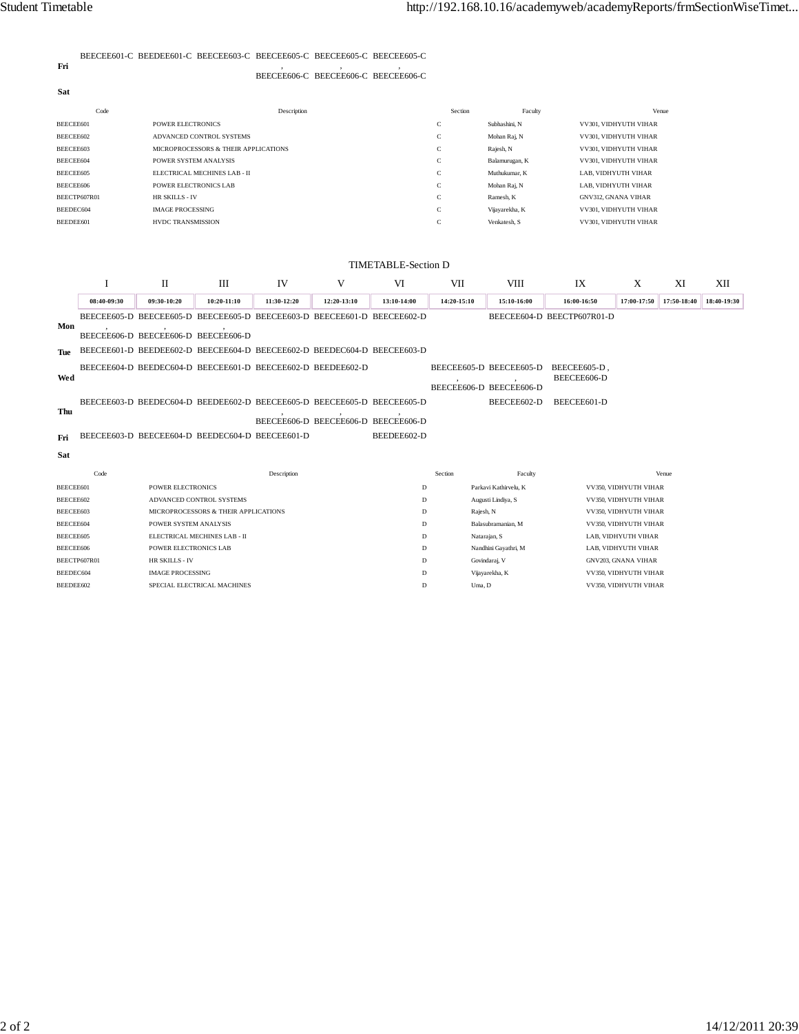| | | | | | | |
|---|---|---|---|---|---|---|
| **Fri** | BEECEE601-C | BEEDEE601-C | BEECEE603-C | BEECEE605-C , BEECEE606-C | BEECEE605-C , BEECEE606-C | BEECEE605-C , BEECEE606-C |
| **Sat** | | | | | | |

| Code | Description | Section | Faculty | Venue |
|---|---|---|---|---|
| BEECEE601 | POWER ELECTRONICS | C | Subhashini, N | VV301, VIDHYUTH VIHAR |
| BEECEE602 | ADVANCED CONTROL SYSTEMS | C | Mohan Raj, N | VV301, VIDHYUTH VIHAR |
| BEECEE603 | MICROPROCESSORS & THEIR APPLICATIONS | C | Rajesh, N | VV301, VIDHYUTH VIHAR |
| BEECEE604 | POWER SYSTEM ANALYSIS | C | Balamurugan, K | VV301, VIDHYUTH VIHAR |
| BEECEE605 | ELECTRICAL MECHINES LAB - II | C | Muthukumar, K | LAB, VIDHYUTH VIHAR |
| BEECEE606 | POWER ELECTRONICS LAB | C | Mohan Raj, N | LAB, VIDHYUTH VIHAR |
| BEECTP607R01 | HR SKILLS - IV | C | Ramesh, K | GNV312, GNANA VIHAR |
| BEEDEC604 | IMAGE PROCESSING | C | Vijayarekha, K | VV301, VIDHYUTH VIHAR |
| BEEDEE601 | HVDC TRANSMISSION | C | Venkatesh, S | VV301, VIDHYUTH VIHAR |

## TIMETABLE-Section D

| | I | II | III | IV | V | VI | VII | VIII | IX | X | XI | XII |
|---|---|---|---|---|---|---|---|---|---|---|---|---|
| | 08:40-09:30 | 09:30-10:20 | 10:20-11:10 | 11:30-12:20 | 12:20-13:10 | 13:10-14:00 | 14:20-15:10 | 15:10-16:00 | 16:00-16:50 | 17:00-17:50 | 17:50-18:40 | 18:40-19:30 |
| **Mon** | BEECEE605-D , BEECEE606-D | BEECEE605-D , BEECEE606-D | BEECEE605-D , BEECEE606-D | BEECEE603-D | BEECEE601-D | BEECEE602-D | | BEECEE604-D | BEECTP607R01-D | | | |
| **Tue** | BEECEE601-D | BEEDEE602-D | BEECEE604-D | BEECEE602-D | BEEDEC604-D | BEECEE603-D | | | | | | |
| **Wed** | BEECEE604-D | BEEDEC604-D | BEECEE601-D | BEECEE602-D | BEEDEE602-D | | BEECEE605-D , BEECEE606-D | BEECEE605-D , BEECEE606-D | BEECEE605-D , BEECEE606-D | | | |
| **Thu** | BEECEE603-D | BEEDEC604-D | BEEDEE602-D | BEECEE605-D , BEECEE606-D | BEECEE605-D , BEECEE606-D | BEECEE605-D , BEECEE606-D | | BEECEE602-D | BEECEE601-D | | | |
| **Fri** | BEECEE603-D | BEECEE604-D | BEEDEC604-D | BEECEE601-D | | BEEDEE602-D | | | | | | |
| **Sat** | | | | | | | | | | | | |

| Code | Description | Section | Faculty | Venue |
|---|---|---|---|---|
| BEECEE601 | POWER ELECTRONICS | D | Parkavi Kathirvelu, K | VV350, VIDHYUTH VIHAR |
| BEECEE602 | ADVANCED CONTROL SYSTEMS | D | Augusti Lindiya, S | VV350, VIDHYUTH VIHAR |
| BEECEE603 | MICROPROCESSORS & THEIR APPLICATIONS | D | Rajesh, N | VV350, VIDHYUTH VIHAR |
| BEECEE604 | POWER SYSTEM ANALYSIS | D | Balasubramanian, M | VV350, VIDHYUTH VIHAR |
| BEECEE605 | ELECTRICAL MECHINES LAB - II | D | Natarajan, S | LAB, VIDHYUTH VIHAR |
| BEECEE606 | POWER ELECTRONICS LAB | D | Nandhini Gayathri, M | LAB, VIDHYUTH VIHAR |
| BEECTP607R01 | HR SKILLS - IV | D | Govindaraj, V | GNV203, GNANA VIHAR |
| BEEDEC604 | IMAGE PROCESSING | D | Vijayarekha, K | VV350, VIDHYUTH VIHAR |
| BEEDEE602 | SPECIAL ELECTRICAL MACHINES | D | Uma, D | VV350, VIDHYUTH VIHAR |